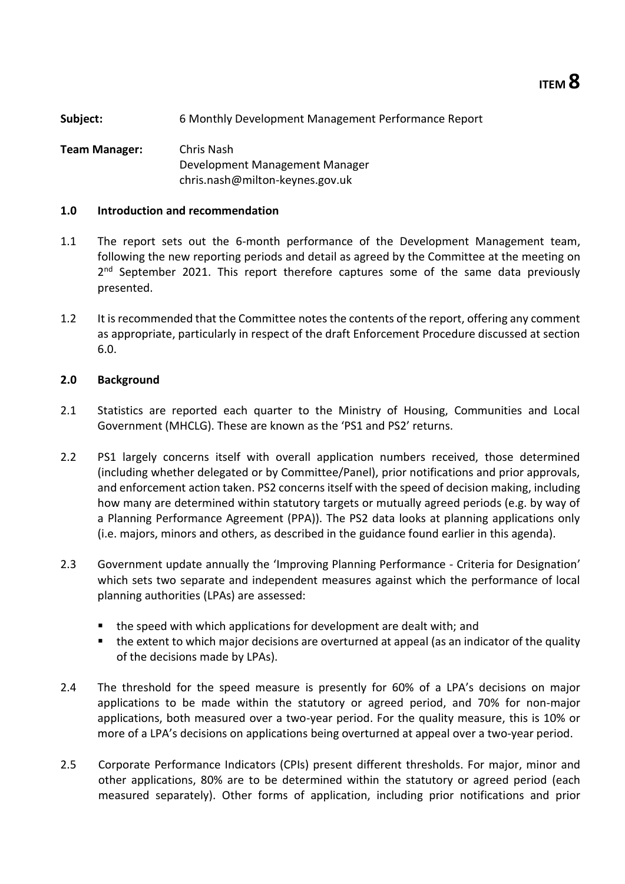**ITEM 8**

**Subject:** 6 Monthly Development Management Performance Report

**Team Manager:** Chris Nash
Development Management Manager
chris.nash@milton-keynes.gov.uk

### 1.0 Introduction and recommendation

1.1 The report sets out the 6-month performance of the Development Management team, following the new reporting periods and detail as agreed by the Committee at the meeting on 2nd September 2021. This report therefore captures some of the same data previously presented.

1.2 It is recommended that the Committee notes the contents of the report, offering any comment as appropriate, particularly in respect of the draft Enforcement Procedure discussed at section 6.0.

### 2.0 Background

2.1 Statistics are reported each quarter to the Ministry of Housing, Communities and Local Government (MHCLG). These are known as the 'PS1 and PS2' returns.

2.2 PS1 largely concerns itself with overall application numbers received, those determined (including whether delegated or by Committee/Panel), prior notifications and prior approvals, and enforcement action taken. PS2 concerns itself with the speed of decision making, including how many are determined within statutory targets or mutually agreed periods (e.g. by way of a Planning Performance Agreement (PPA)). The PS2 data looks at planning applications only (i.e. majors, minors and others, as described in the guidance found earlier in this agenda).

2.3 Government update annually the 'Improving Planning Performance - Criteria for Designation' which sets two separate and independent measures against which the performance of local planning authorities (LPAs) are assessed:

- the speed with which applications for development are dealt with; and
- the extent to which major decisions are overturned at appeal (as an indicator of the quality of the decisions made by LPAs).

2.4 The threshold for the speed measure is presently for 60% of a LPA's decisions on major applications to be made within the statutory or agreed period, and 70% for non-major applications, both measured over a two-year period. For the quality measure, this is 10% or more of a LPA's decisions on applications being overturned at appeal over a two-year period.

2.5 Corporate Performance Indicators (CPIs) present different thresholds. For major, minor and other applications, 80% are to be determined within the statutory or agreed period (each measured separately). Other forms of application, including prior notifications and prior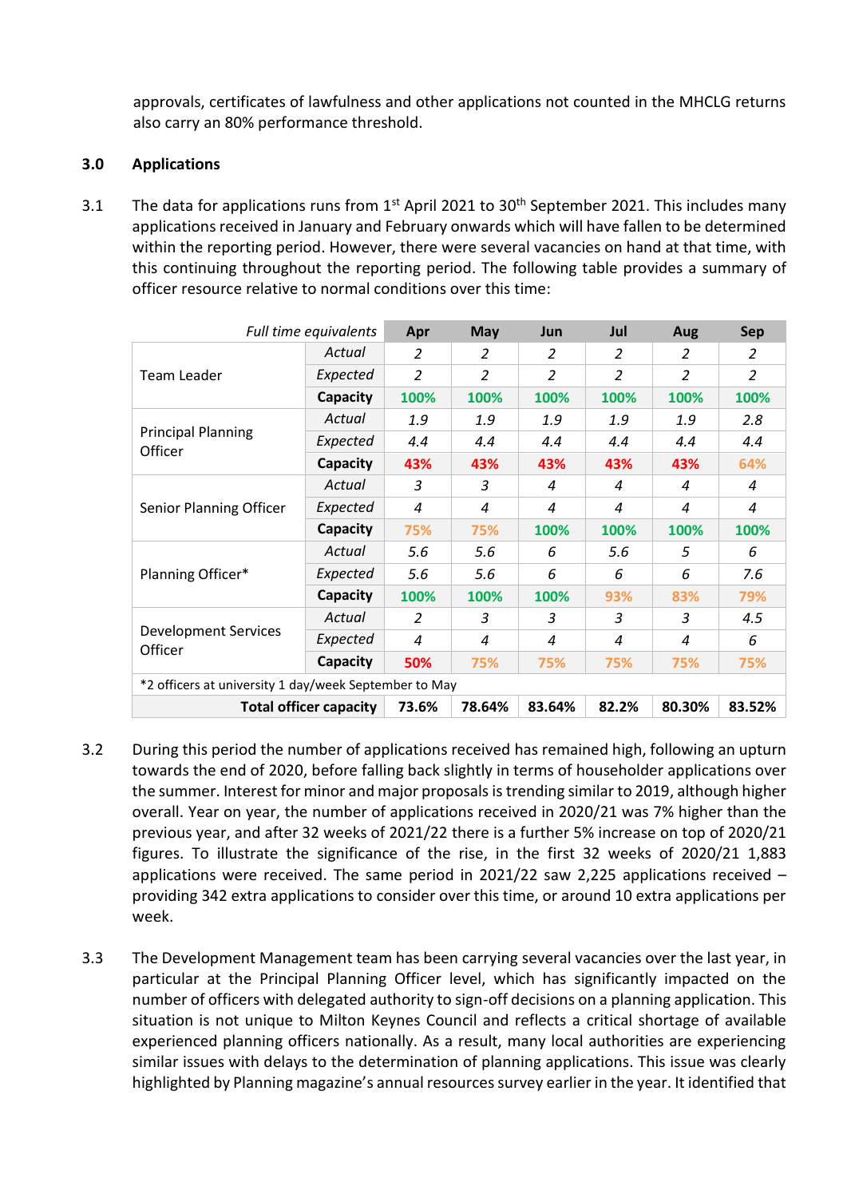approvals, certificates of lawfulness and other applications not counted in the MHCLG returns also carry an 80% performance threshold.

## 3.0 Applications

3.1 The data for applications runs from 1st April 2021 to 30th September 2021. This includes many applications received in January and February onwards which will have fallen to be determined within the reporting period. However, there were several vacancies on hand at that time, with this continuing throughout the reporting period. The following table provides a summary of officer resource relative to normal conditions over this time:

| | *Full time equivalents* | Apr | May | Jun | Jul | Aug | Sep |
|---|---|---|---|---|---|---|---|
| Team Leader | *Actual* | *2* | *2* | *2* | *2* | *2* | *2* |
| | *Expected* | *2* | *2* | *2* | *2* | *2* | *2* |
| | **Capacity** | **100%** | **100%** | **100%** | **100%** | **100%** | **100%** |
| Principal Planning Officer | *Actual* | *1.9* | *1.9* | *1.9* | *1.9* | *1.9* | *2.8* |
| | *Expected* | *4.4* | *4.4* | *4.4* | *4.4* | *4.4* | *4.4* |
| | **Capacity** | **43%** | **43%** | **43%** | **43%** | **43%** | **64%** |
| Senior Planning Officer | *Actual* | *3* | *3* | *4* | *4* | *4* | *4* |
| | *Expected* | *4* | *4* | *4* | *4* | *4* | *4* |
| | **Capacity** | **75%** | **75%** | **100%** | **100%** | **100%** | **100%** |
| Planning Officer* | *Actual* | *5.6* | *5.6* | *6* | *5.6* | *5* | *6* |
| | *Expected* | *5.6* | *5.6* | *6* | *6* | *6* | *7.6* |
| | **Capacity** | **100%** | **100%** | **100%** | **93%** | **83%** | **79%** |
| Development Services Officer | *Actual* | *2* | *3* | *3* | *3* | *3* | *4.5* |
| | *Expected* | *4* | *4* | *4* | *4* | *4* | *6* |
| | **Capacity** | **50%** | **75%** | **75%** | **75%** | **75%** | **75%** |
| *2 officers at university 1 day/week September to May | | | | | | | |
| | **Total officer capacity** | **73.6%** | **78.64%** | **83.64%** | **82.2%** | **80.30%** | **83.52%** |

3.2 During this period the number of applications received has remained high, following an upturn towards the end of 2020, before falling back slightly in terms of householder applications over the summer. Interest for minor and major proposals is trending similar to 2019, although higher overall. Year on year, the number of applications received in 2020/21 was 7% higher than the previous year, and after 32 weeks of 2021/22 there is a further 5% increase on top of 2020/21 figures. To illustrate the significance of the rise, in the first 32 weeks of 2020/21 1,883 applications were received. The same period in 2021/22 saw 2,225 applications received – providing 342 extra applications to consider over this time, or around 10 extra applications per week.

3.3 The Development Management team has been carrying several vacancies over the last year, in particular at the Principal Planning Officer level, which has significantly impacted on the number of officers with delegated authority to sign-off decisions on a planning application. This situation is not unique to Milton Keynes Council and reflects a critical shortage of available experienced planning officers nationally. As a result, many local authorities are experiencing similar issues with delays to the determination of planning applications. This issue was clearly highlighted by Planning magazine's annual resources survey earlier in the year. It identified that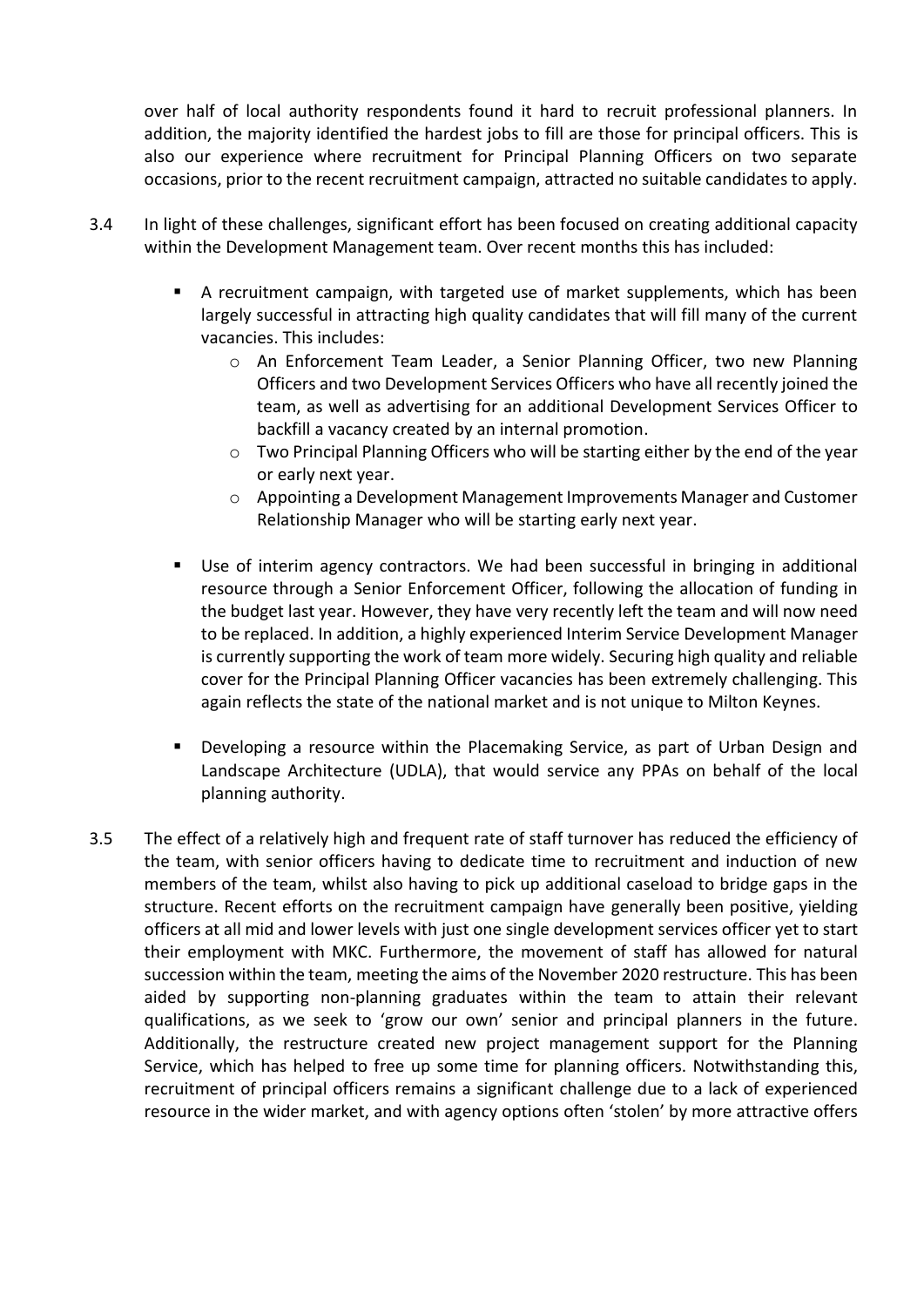over half of local authority respondents found it hard to recruit professional planners. In addition, the majority identified the hardest jobs to fill are those for principal officers. This is also our experience where recruitment for Principal Planning Officers on two separate occasions, prior to the recent recruitment campaign, attracted no suitable candidates to apply.

3.4 In light of these challenges, significant effort has been focused on creating additional capacity within the Development Management team. Over recent months this has included:

- A recruitment campaign, with targeted use of market supplements, which has been largely successful in attracting high quality candidates that will fill many of the current vacancies. This includes:
  - An Enforcement Team Leader, a Senior Planning Officer, two new Planning Officers and two Development Services Officers who have all recently joined the team, as well as advertising for an additional Development Services Officer to backfill a vacancy created by an internal promotion.
  - Two Principal Planning Officers who will be starting either by the end of the year or early next year.
  - Appointing a Development Management Improvements Manager and Customer Relationship Manager who will be starting early next year.
- Use of interim agency contractors. We had been successful in bringing in additional resource through a Senior Enforcement Officer, following the allocation of funding in the budget last year. However, they have very recently left the team and will now need to be replaced. In addition, a highly experienced Interim Service Development Manager is currently supporting the work of team more widely. Securing high quality and reliable cover for the Principal Planning Officer vacancies has been extremely challenging. This again reflects the state of the national market and is not unique to Milton Keynes.
- Developing a resource within the Placemaking Service, as part of Urban Design and Landscape Architecture (UDLA), that would service any PPAs on behalf of the local planning authority.

3.5 The effect of a relatively high and frequent rate of staff turnover has reduced the efficiency of the team, with senior officers having to dedicate time to recruitment and induction of new members of the team, whilst also having to pick up additional caseload to bridge gaps in the structure. Recent efforts on the recruitment campaign have generally been positive, yielding officers at all mid and lower levels with just one single development services officer yet to start their employment with MKC. Furthermore, the movement of staff has allowed for natural succession within the team, meeting the aims of the November 2020 restructure. This has been aided by supporting non-planning graduates within the team to attain their relevant qualifications, as we seek to 'grow our own' senior and principal planners in the future. Additionally, the restructure created new project management support for the Planning Service, which has helped to free up some time for planning officers. Notwithstanding this, recruitment of principal officers remains a significant challenge due to a lack of experienced resource in the wider market, and with agency options often 'stolen' by more attractive offers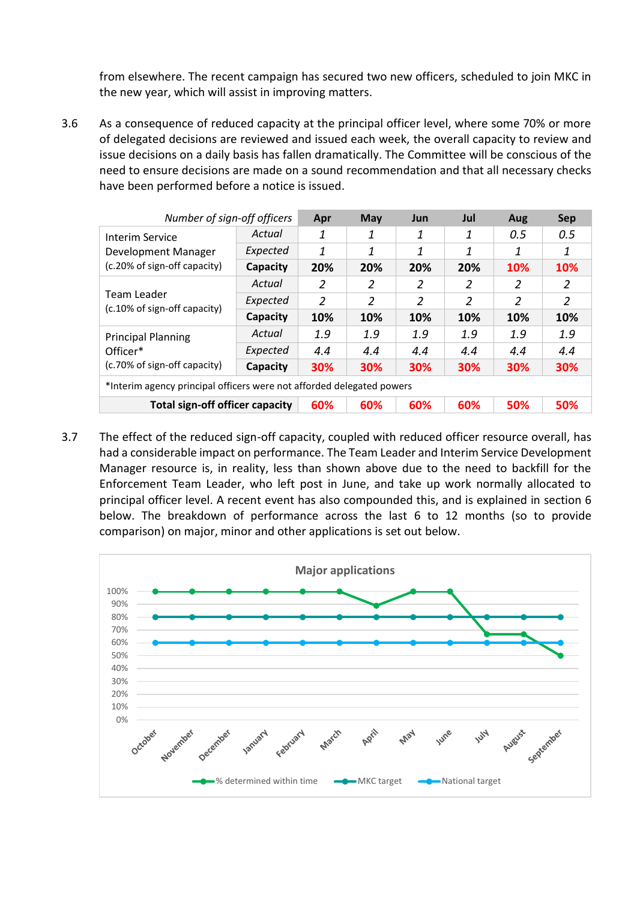from elsewhere. The recent campaign has secured two new officers, scheduled to join MKC in the new year, which will assist in improving matters.

3.6 As a consequence of reduced capacity at the principal officer level, where some 70% or more of delegated decisions are reviewed and issued each week, the overall capacity to review and issue decisions on a daily basis has fallen dramatically. The Committee will be conscious of the need to ensure decisions are made on a sound recommendation and that all necessary checks have been performed before a notice is issued.

| *Number of sign-off officers* | | Apr | May | Jun | Jul | Aug | Sep |
|---|---|---|---|---|---|---|---|
| Interim Service Development Manager (c.20% of sign-off capacity) | *Actual* | *1* | *1* | *1* | *1* | *0.5* | *0.5* |
| | *Expected* | *1* | *1* | *1* | *1* | *1* | *1* |
| | **Capacity** | **20%** | **20%** | **20%** | **20%** | **10%** | **10%** |
| Team Leader (c.10% of sign-off capacity) | *Actual* | *2* | *2* | *2* | *2* | *2* | *2* |
| | *Expected* | *2* | *2* | *2* | *2* | *2* | *2* |
| | **Capacity** | **10%** | **10%** | **10%** | **10%** | **10%** | **10%** |
| Principal Planning Officer* (c.70% of sign-off capacity) | *Actual* | *1.9* | *1.9* | *1.9* | *1.9* | *1.9* | *1.9* |
| | *Expected* | *4.4* | *4.4* | *4.4* | *4.4* | *4.4* | *4.4* |
| | **Capacity** | **30%** | **30%** | **30%** | **30%** | **30%** | **30%** |
| *Interim agency principal officers were not afforded delegated powers | | | | | | | |
| **Total sign-off officer capacity** | | **60%** | **60%** | **60%** | **60%** | **50%** | **50%** |

3.7 The effect of the reduced sign-off capacity, coupled with reduced officer resource overall, has had a considerable impact on performance. The Team Leader and Interim Service Development Manager resource is, in reality, less than shown above due to the need to backfill for the Enforcement Team Leader, who left post in June, and take up work normally allocated to principal officer level. A recent event has also compounded this, and is explained in section 6 below. The breakdown of performance across the last 6 to 12 months (so to provide comparison) on major, minor and other applications is set out below.

**Major applications**

| | October | November | December | January | February | March | April | May | June | July | August | September |
|---|---|---|---|---|---|---|---|---|---|---|---|---|
| % determined within time | 100% | 100% | 100% | 100% | 100% | 100% | 89% | 100% | 100% | 67% | 67% | 50% |
| MKC target | 80% | 80% | 80% | 80% | 80% | 80% | 80% | 80% | 80% | 80% | 80% | 80% |
| National target | 60% | 60% | 60% | 60% | 60% | 60% | 60% | 60% | 60% | 60% | 60% | 60% |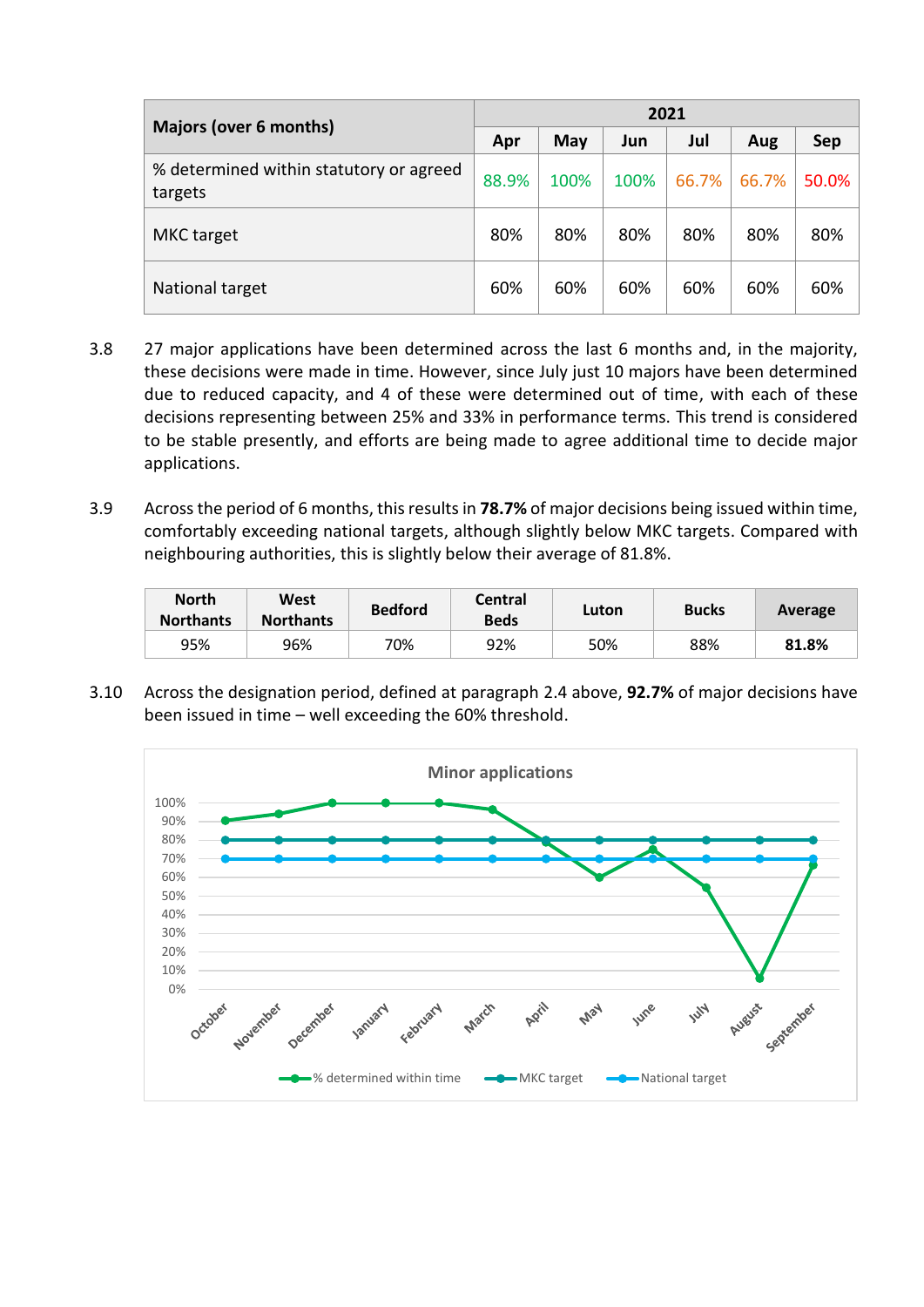| Majors (over 6 months) | 2021 | | | | | |
|---|---|---|---|---|---|---|
| | Apr | May | Jun | Jul | Aug | Sep |
| % determined within statutory or agreed targets | 88.9% | 100% | 100% | 66.7% | 66.7% | 50.0% |
| MKC target | 80% | 80% | 80% | 80% | 80% | 80% |
| National target | 60% | 60% | 60% | 60% | 60% | 60% |

3.8 27 major applications have been determined across the last 6 months and, in the majority, these decisions were made in time. However, since July just 10 majors have been determined due to reduced capacity, and 4 of these were determined out of time, with each of these decisions representing between 25% and 33% in performance terms. This trend is considered to be stable presently, and efforts are being made to agree additional time to decide major applications.

3.9 Across the period of 6 months, this results in **78.7%** of major decisions being issued within time, comfortably exceeding national targets, although slightly below MKC targets. Compared with neighbouring authorities, this is slightly below their average of 81.8%.

| North Northants | West Northants | Bedford | Central Beds | Luton | Bucks | Average |
|---|---|---|---|---|---|---|
| 95% | 96% | 70% | 92% | 50% | 88% | **81.8%** |

3.10 Across the designation period, defined at paragraph 2.4 above, **92.7%** of major decisions have been issued in time – well exceeding the 60% threshold.

**Minor applications**

| | October | November | December | January | February | March | April | May | June | July | August | September |
|---|---|---|---|---|---|---|---|---|---|---|---|---|
| % determined within time | 91% | 94% | 100% | 100% | 100% | 96% | 79% | 60% | 75% | 55% | 6% | 67% |
| MKC target | 80% | 80% | 80% | 80% | 80% | 80% | 80% | 80% | 80% | 80% | 80% | 80% |
| National target | 70% | 70% | 70% | 70% | 70% | 70% | 70% | 70% | 70% | 70% | 70% | 70% |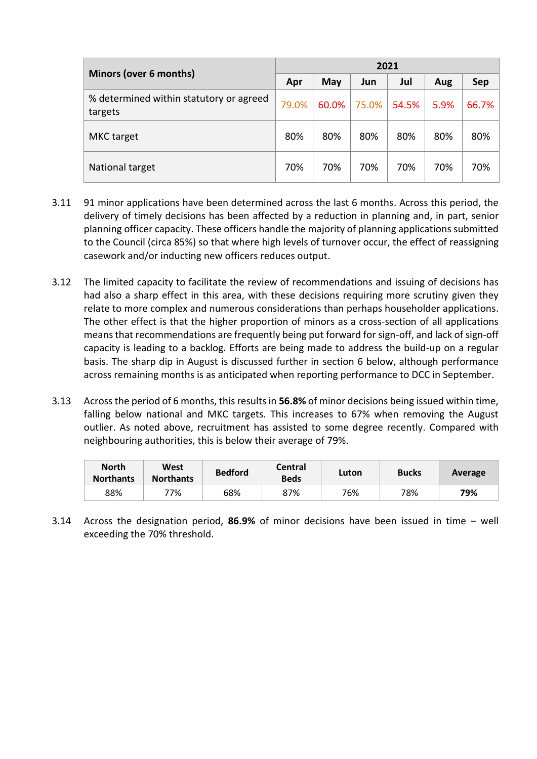| Minors (over 6 months) | 2021 | | | | | |
|---|---|---|---|---|---|---|
| | Apr | May | Jun | Jul | Aug | Sep |
| % determined within statutory or agreed targets | 79.0% | 60.0% | 75.0% | 54.5% | 5.9% | 66.7% |
| MKC target | 80% | 80% | 80% | 80% | 80% | 80% |
| National target | 70% | 70% | 70% | 70% | 70% | 70% |

3.11 91 minor applications have been determined across the last 6 months. Across this period, the delivery of timely decisions has been affected by a reduction in planning and, in part, senior planning officer capacity. These officers handle the majority of planning applications submitted to the Council (circa 85%) so that where high levels of turnover occur, the effect of reassigning casework and/or inducting new officers reduces output.

3.12 The limited capacity to facilitate the review of recommendations and issuing of decisions has had also a sharp effect in this area, with these decisions requiring more scrutiny given they relate to more complex and numerous considerations than perhaps householder applications. The other effect is that the higher proportion of minors as a cross-section of all applications means that recommendations are frequently being put forward for sign-off, and lack of sign-off capacity is leading to a backlog. Efforts are being made to address the build-up on a regular basis. The sharp dip in August is discussed further in section 6 below, although performance across remaining months is as anticipated when reporting performance to DCC in September.

3.13 Across the period of 6 months, this results in **56.8%** of minor decisions being issued within time, falling below national and MKC targets. This increases to 67% when removing the August outlier. As noted above, recruitment has assisted to some degree recently. Compared with neighbouring authorities, this is below their average of 79%.

| North Northants | West Northants | Bedford | Central Beds | Luton | Bucks | Average |
|---|---|---|---|---|---|---|
| 88% | 77% | 68% | 87% | 76% | 78% | **79%** |

3.14 Across the designation period, **86.9%** of minor decisions have been issued in time – well exceeding the 70% threshold.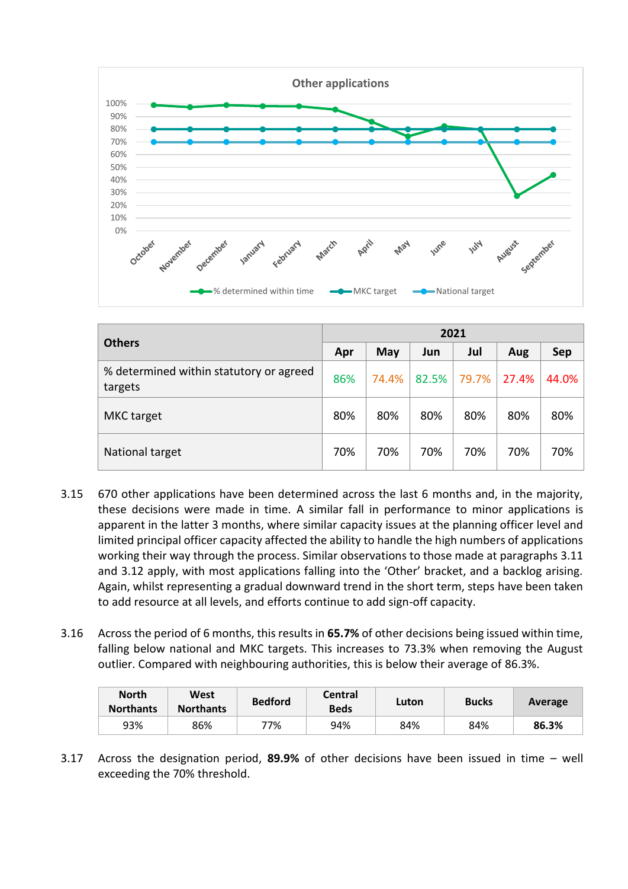**Other applications**

| Others | 2021 | | | | | |
|---|---|---|---|---|---|---|
| | Apr | May | Jun | Jul | Aug | Sep |
| % determined within statutory or agreed targets | 86% | 74.4% | 82.5% | 79.7% | 27.4% | 44.0% |
| MKC target | 80% | 80% | 80% | 80% | 80% | 80% |
| National target | 70% | 70% | 70% | 70% | 70% | 70% |

3.15 670 other applications have been determined across the last 6 months and, in the majority, these decisions were made in time. A similar fall in performance to minor applications is apparent in the latter 3 months, where similar capacity issues at the planning officer level and limited principal officer capacity affected the ability to handle the high numbers of applications working their way through the process. Similar observations to those made at paragraphs 3.11 and 3.12 apply, with most applications falling into the 'Other' bracket, and a backlog arising. Again, whilst representing a gradual downward trend in the short term, steps have been taken to add resource at all levels, and efforts continue to add sign-off capacity.

3.16 Across the period of 6 months, this results in **65.7%** of other decisions being issued within time, falling below national and MKC targets. This increases to 73.3% when removing the August outlier. Compared with neighbouring authorities, this is below their average of 86.3%.

| North Northants | West Northants | Bedford | Central Beds | Luton | Bucks | Average |
|---|---|---|---|---|---|---|
| 93% | 86% | 77% | 94% | 84% | 84% | **86.3%** |

3.17 Across the designation period, **89.9%** of other decisions have been issued in time – well exceeding the 70% threshold.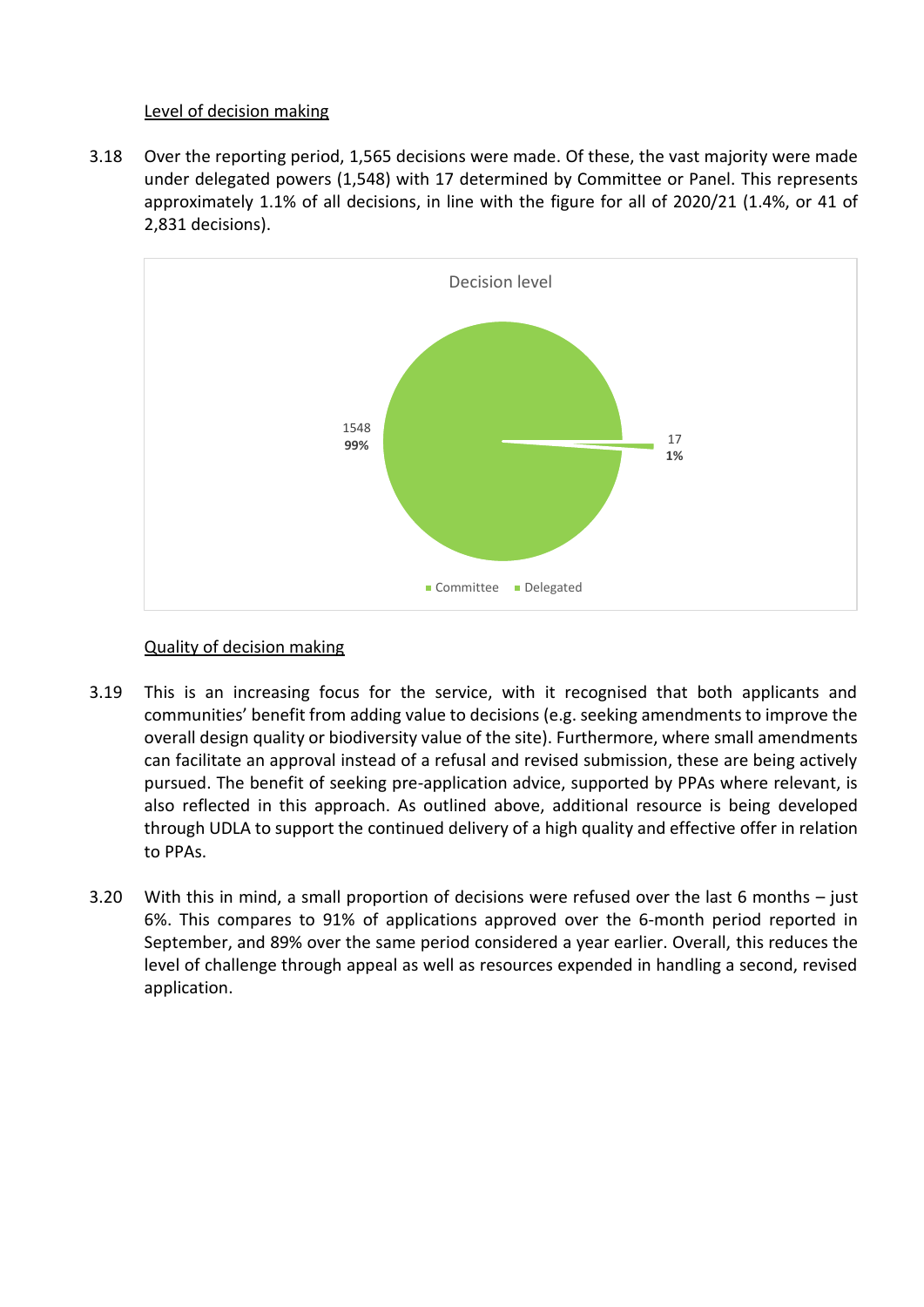Level of decision making

3.18 Over the reporting period, 1,565 decisions were made. Of these, the vast majority were made under delegated powers (1,548) with 17 determined by Committee or Panel. This represents approximately 1.1% of all decisions, in line with the figure for all of 2020/21 (1.4%, or 41 of 2,831 decisions).

Decision level

1548
**99%**

17
**1%**

■ Committee ■ Delegated

Quality of decision making

3.19 This is an increasing focus for the service, with it recognised that both applicants and communities' benefit from adding value to decisions (e.g. seeking amendments to improve the overall design quality or biodiversity value of the site). Furthermore, where small amendments can facilitate an approval instead of a refusal and revised submission, these are being actively pursued. The benefit of seeking pre-application advice, supported by PPAs where relevant, is also reflected in this approach. As outlined above, additional resource is being developed through UDLA to support the continued delivery of a high quality and effective offer in relation to PPAs.

3.20 With this in mind, a small proportion of decisions were refused over the last 6 months – just 6%. This compares to 91% of applications approved over the 6-month period reported in September, and 89% over the same period considered a year earlier. Overall, this reduces the level of challenge through appeal as well as resources expended in handling a second, revised application.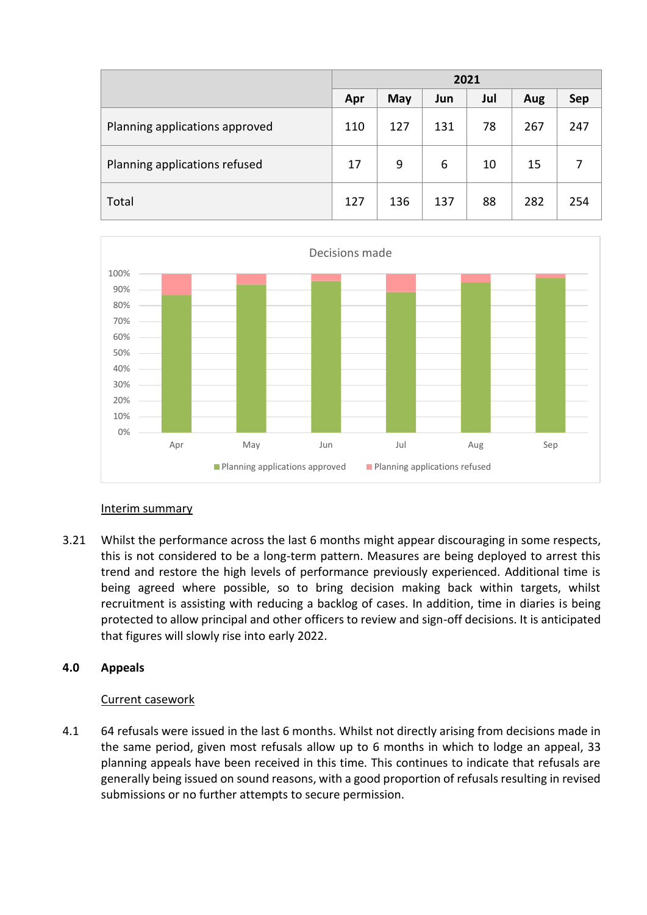| | 2021 | | | | | |
|---|---|---|---|---|---|---|
| | Apr | May | Jun | Jul | Aug | Sep |
| Planning applications approved | 110 | 127 | 131 | 78 | 267 | 247 |
| Planning applications refused | 17 | 9 | 6 | 10 | 15 | 7 |
| Total | 127 | 136 | 137 | 88 | 282 | 254 |

Decisions made

<u>Interim summary</u>

3.21 Whilst the performance across the last 6 months might appear discouraging in some respects, this is not considered to be a long-term pattern. Measures are being deployed to arrest this trend and restore the high levels of performance previously experienced. Additional time is being agreed where possible, so to bring decision making back within targets, whilst recruitment is assisting with reducing a backlog of cases. In addition, time in diaries is being protected to allow principal and other officers to review and sign-off decisions. It is anticipated that figures will slowly rise into early 2022.

## 4.0 Appeals

<u>Current casework</u>

4.1 64 refusals were issued in the last 6 months. Whilst not directly arising from decisions made in the same period, given most refusals allow up to 6 months in which to lodge an appeal, 33 planning appeals have been received in this time. This continues to indicate that refusals are generally being issued on sound reasons, with a good proportion of refusals resulting in revised submissions or no further attempts to secure permission.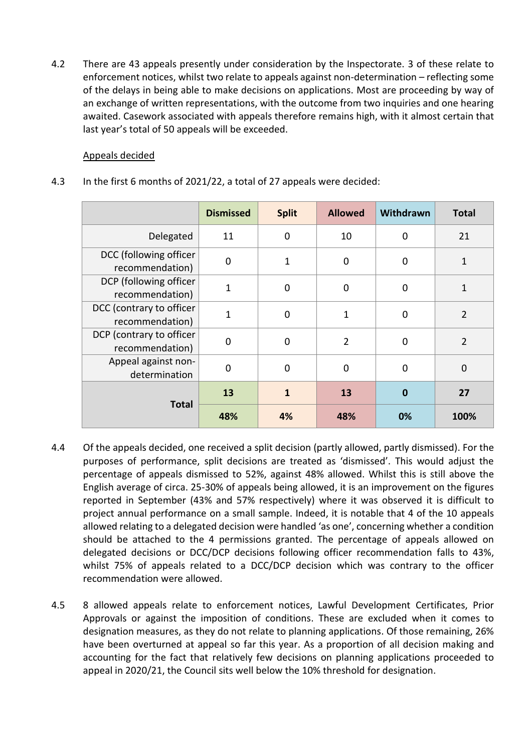4.2 There are 43 appeals presently under consideration by the Inspectorate. 3 of these relate to enforcement notices, whilst two relate to appeals against non-determination – reflecting some of the delays in being able to make decisions on applications. Most are proceeding by way of an exchange of written representations, with the outcome from two inquiries and one hearing awaited. Casework associated with appeals therefore remains high, with it almost certain that last year's total of 50 appeals will be exceeded.

<u>Appeals decided</u>

4.3 In the first 6 months of 2021/22, a total of 27 appeals were decided:

| | Dismissed | Split | Allowed | Withdrawn | Total |
|---|---|---|---|---|---|
| Delegated | 11 | 0 | 10 | 0 | 21 |
| DCC (following officer recommendation) | 0 | 1 | 0 | 0 | 1 |
| DCP (following officer recommendation) | 1 | 0 | 0 | 0 | 1 |
| DCC (contrary to officer recommendation) | 1 | 0 | 1 | 0 | 2 |
| DCP (contrary to officer recommendation) | 0 | 0 | 2 | 0 | 2 |
| Appeal against non-determination | 0 | 0 | 0 | 0 | 0 |
| **Total** | **13** | **1** | **13** | **0** | **27** |
| | **48%** | **4%** | **48%** | **0%** | **100%** |

4.4 Of the appeals decided, one received a split decision (partly allowed, partly dismissed). For the purposes of performance, split decisions are treated as 'dismissed'. This would adjust the percentage of appeals dismissed to 52%, against 48% allowed. Whilst this is still above the English average of circa. 25-30% of appeals being allowed, it is an improvement on the figures reported in September (43% and 57% respectively) where it was observed it is difficult to project annual performance on a small sample. Indeed, it is notable that 4 of the 10 appeals allowed relating to a delegated decision were handled 'as one', concerning whether a condition should be attached to the 4 permissions granted. The percentage of appeals allowed on delegated decisions or DCC/DCP decisions following officer recommendation falls to 43%, whilst 75% of appeals related to a DCC/DCP decision which was contrary to the officer recommendation were allowed.

4.5 8 allowed appeals relate to enforcement notices, Lawful Development Certificates, Prior Approvals or against the imposition of conditions. These are excluded when it comes to designation measures, as they do not relate to planning applications. Of those remaining, 26% have been overturned at appeal so far this year. As a proportion of all decision making and accounting for the fact that relatively few decisions on planning applications proceeded to appeal in 2020/21, the Council sits well below the 10% threshold for designation.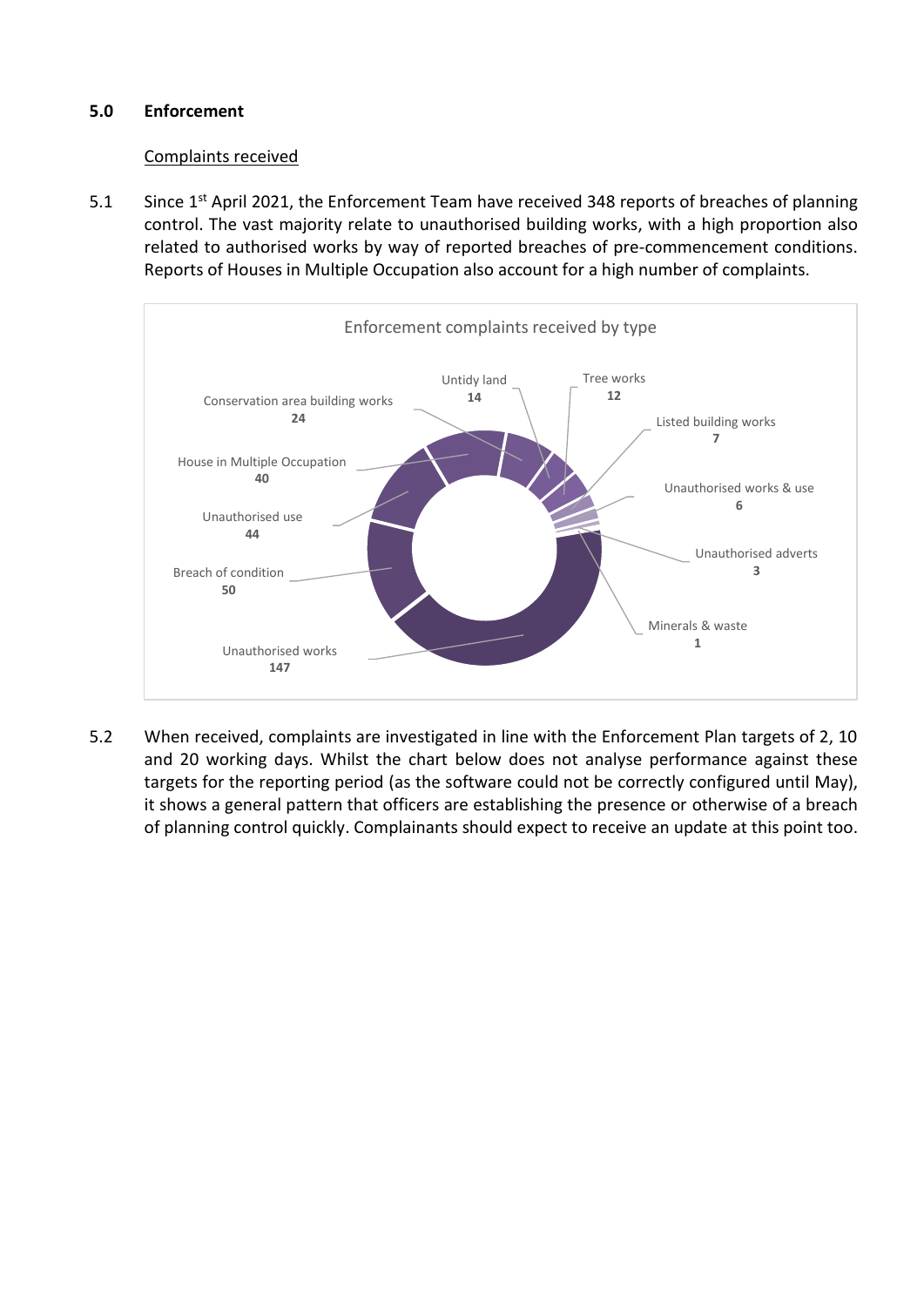## 5.0 Enforcement

<u>Complaints received</u>

5.1 Since 1st April 2021, the Enforcement Team have received 348 reports of breaches of planning control. The vast majority relate to unauthorised building works, with a high proportion also related to authorised works by way of reported breaches of pre-commencement conditions. Reports of Houses in Multiple Occupation also account for a high number of complaints.

**Enforcement complaints received by type**

| Type | Number |
| --- | --- |
| Unauthorised works | 147 |
| Breach of condition | 50 |
| Unauthorised use | 44 |
| House in Multiple Occupation | 40 |
| Conservation area building works | 24 |
| Untidy land | 14 |
| Tree works | 12 |
| Listed building works | 7 |
| Unauthorised works & use | 6 |
| Unauthorised adverts | 3 |
| Minerals & waste | 1 |

5.2 When received, complaints are investigated in line with the Enforcement Plan targets of 2, 10 and 20 working days. Whilst the chart below does not analyse performance against these targets for the reporting period (as the software could not be correctly configured until May), it shows a general pattern that officers are establishing the presence or otherwise of a breach of planning control quickly. Complainants should expect to receive an update at this point too.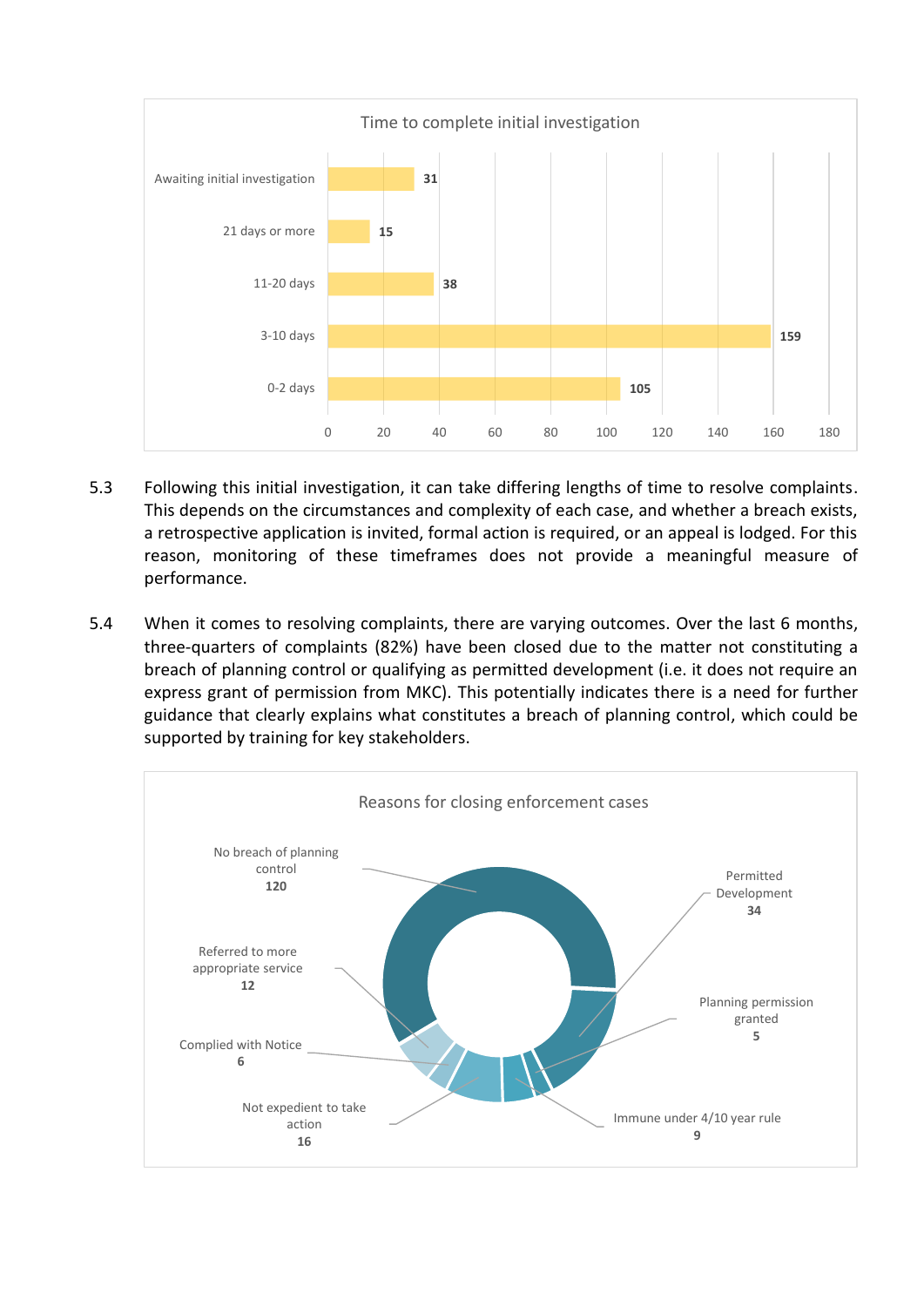Time to complete initial investigation

| Category | Count |
| --- | --- |
| Awaiting initial investigation | 31 |
| 21 days or more | 15 |
| 11-20 days | 38 |
| 3-10 days | 159 |
| 0-2 days | 105 |

5.3 Following this initial investigation, it can take differing lengths of time to resolve complaints. This depends on the circumstances and complexity of each case, and whether a breach exists, a retrospective application is invited, formal action is required, or an appeal is lodged. For this reason, monitoring of these timeframes does not provide a meaningful measure of performance.

5.4 When it comes to resolving complaints, there are varying outcomes. Over the last 6 months, three-quarters of complaints (82%) have been closed due to the matter not constituting a breach of planning control or qualifying as permitted development (i.e. it does not require an express grant of permission from MKC). This potentially indicates there is a need for further guidance that clearly explains what constitutes a breach of planning control, which could be supported by training for key stakeholders.

Reasons for closing enforcement cases

| Reason | Count |
| --- | --- |
| No breach of planning control | 120 |
| Permitted Development | 34 |
| Planning permission granted | 5 |
| Immune under 4/10 year rule | 9 |
| Not expedient to take action | 16 |
| Complied with Notice | 6 |
| Referred to more appropriate service | 12 |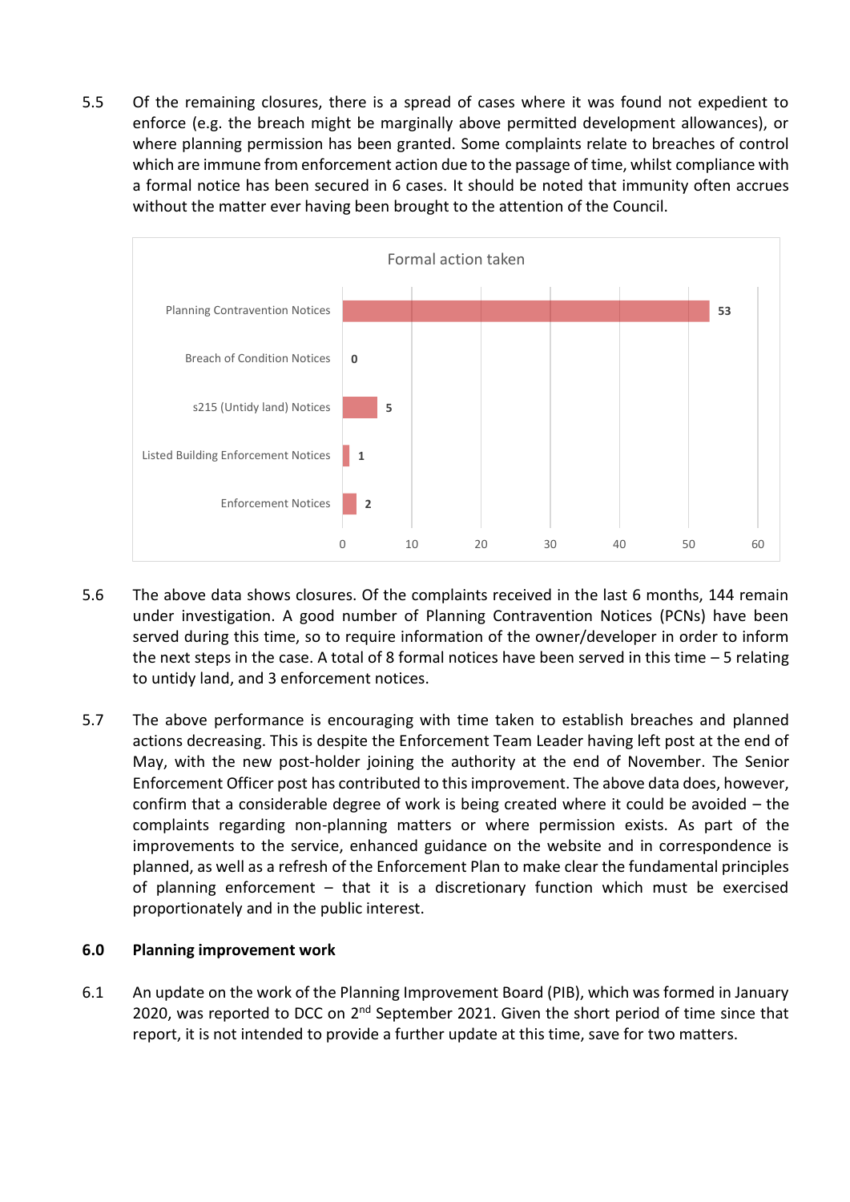5.5 Of the remaining closures, there is a spread of cases where it was found not expedient to enforce (e.g. the breach might be marginally above permitted development allowances), or where planning permission has been granted. Some complaints relate to breaches of control which are immune from enforcement action due to the passage of time, whilst compliance with a formal notice has been secured in 6 cases. It should be noted that immunity often accrues without the matter ever having been brought to the attention of the Council.

Formal action taken

| Action | Number |
|---|---|
| Planning Contravention Notices | 53 |
| Breach of Condition Notices | 0 |
| s215 (Untidy land) Notices | 5 |
| Listed Building Enforcement Notices | 1 |
| Enforcement Notices | 2 |

5.6 The above data shows closures. Of the complaints received in the last 6 months, 144 remain under investigation. A good number of Planning Contravention Notices (PCNs) have been served during this time, so to require information of the owner/developer in order to inform the next steps in the case. A total of 8 formal notices have been served in this time – 5 relating to untidy land, and 3 enforcement notices.

5.7 The above performance is encouraging with time taken to establish breaches and planned actions decreasing. This is despite the Enforcement Team Leader having left post at the end of May, with the new post-holder joining the authority at the end of November. The Senior Enforcement Officer post has contributed to this improvement. The above data does, however, confirm that a considerable degree of work is being created where it could be avoided – the complaints regarding non-planning matters or where permission exists. As part of the improvements to the service, enhanced guidance on the website and in correspondence is planned, as well as a refresh of the Enforcement Plan to make clear the fundamental principles of planning enforcement – that it is a discretionary function which must be exercised proportionately and in the public interest.

## 6.0 Planning improvement work

6.1 An update on the work of the Planning Improvement Board (PIB), which was formed in January 2020, was reported to DCC on 2nd September 2021. Given the short period of time since that report, it is not intended to provide a further update at this time, save for two matters.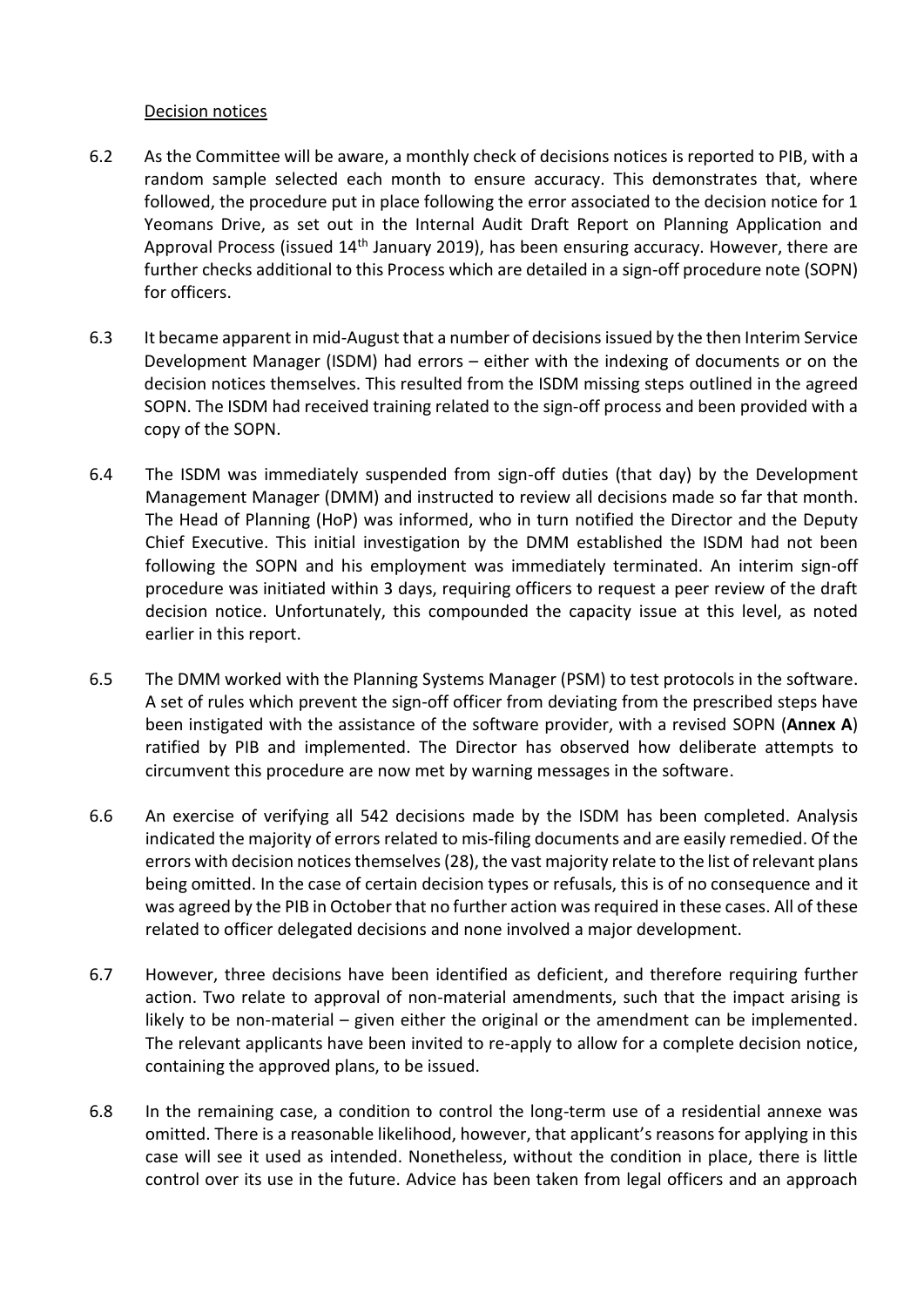Decision notices

6.2 As the Committee will be aware, a monthly check of decisions notices is reported to PIB, with a random sample selected each month to ensure accuracy. This demonstrates that, where followed, the procedure put in place following the error associated to the decision notice for 1 Yeomans Drive, as set out in the Internal Audit Draft Report on Planning Application and Approval Process (issued 14th January 2019), has been ensuring accuracy. However, there are further checks additional to this Process which are detailed in a sign-off procedure note (SOPN) for officers.

6.3 It became apparent in mid-August that a number of decisions issued by the then Interim Service Development Manager (ISDM) had errors – either with the indexing of documents or on the decision notices themselves. This resulted from the ISDM missing steps outlined in the agreed SOPN. The ISDM had received training related to the sign-off process and been provided with a copy of the SOPN.

6.4 The ISDM was immediately suspended from sign-off duties (that day) by the Development Management Manager (DMM) and instructed to review all decisions made so far that month. The Head of Planning (HoP) was informed, who in turn notified the Director and the Deputy Chief Executive. This initial investigation by the DMM established the ISDM had not been following the SOPN and his employment was immediately terminated. An interim sign-off procedure was initiated within 3 days, requiring officers to request a peer review of the draft decision notice. Unfortunately, this compounded the capacity issue at this level, as noted earlier in this report.

6.5 The DMM worked with the Planning Systems Manager (PSM) to test protocols in the software. A set of rules which prevent the sign-off officer from deviating from the prescribed steps have been instigated with the assistance of the software provider, with a revised SOPN (**Annex A**) ratified by PIB and implemented. The Director has observed how deliberate attempts to circumvent this procedure are now met by warning messages in the software.

6.6 An exercise of verifying all 542 decisions made by the ISDM has been completed. Analysis indicated the majority of errors related to mis-filing documents and are easily remedied. Of the errors with decision notices themselves (28), the vast majority relate to the list of relevant plans being omitted. In the case of certain decision types or refusals, this is of no consequence and it was agreed by the PIB in October that no further action was required in these cases. All of these related to officer delegated decisions and none involved a major development.

6.7 However, three decisions have been identified as deficient, and therefore requiring further action. Two relate to approval of non-material amendments, such that the impact arising is likely to be non-material – given either the original or the amendment can be implemented. The relevant applicants have been invited to re-apply to allow for a complete decision notice, containing the approved plans, to be issued.

6.8 In the remaining case, a condition to control the long-term use of a residential annexe was omitted. There is a reasonable likelihood, however, that applicant's reasons for applying in this case will see it used as intended. Nonetheless, without the condition in place, there is little control over its use in the future. Advice has been taken from legal officers and an approach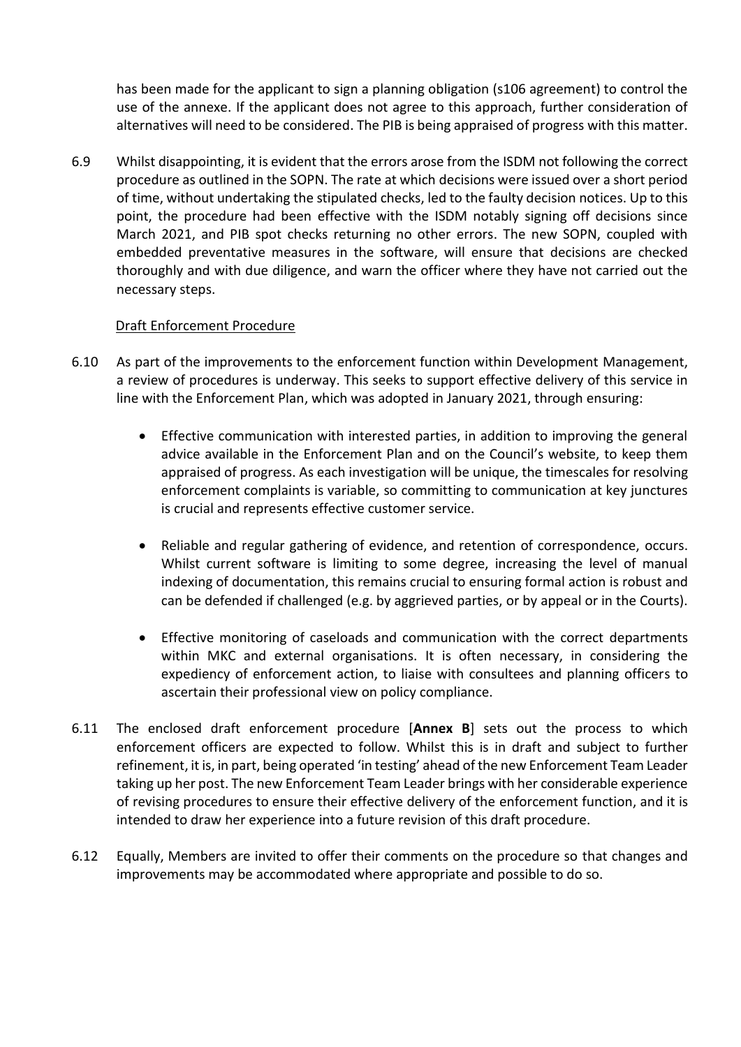has been made for the applicant to sign a planning obligation (s106 agreement) to control the use of the annexe. If the applicant does not agree to this approach, further consideration of alternatives will need to be considered. The PIB is being appraised of progress with this matter.

6.9 Whilst disappointing, it is evident that the errors arose from the ISDM not following the correct procedure as outlined in the SOPN. The rate at which decisions were issued over a short period of time, without undertaking the stipulated checks, led to the faulty decision notices. Up to this point, the procedure had been effective with the ISDM notably signing off decisions since March 2021, and PIB spot checks returning no other errors. The new SOPN, coupled with embedded preventative measures in the software, will ensure that decisions are checked thoroughly and with due diligence, and warn the officer where they have not carried out the necessary steps.

Draft Enforcement Procedure

6.10 As part of the improvements to the enforcement function within Development Management, a review of procedures is underway. This seeks to support effective delivery of this service in line with the Enforcement Plan, which was adopted in January 2021, through ensuring:

- Effective communication with interested parties, in addition to improving the general advice available in the Enforcement Plan and on the Council's website, to keep them appraised of progress. As each investigation will be unique, the timescales for resolving enforcement complaints is variable, so committing to communication at key junctures is crucial and represents effective customer service.

- Reliable and regular gathering of evidence, and retention of correspondence, occurs. Whilst current software is limiting to some degree, increasing the level of manual indexing of documentation, this remains crucial to ensuring formal action is robust and can be defended if challenged (e.g. by aggrieved parties, or by appeal or in the Courts).

- Effective monitoring of caseloads and communication with the correct departments within MKC and external organisations. It is often necessary, in considering the expediency of enforcement action, to liaise with consultees and planning officers to ascertain their professional view on policy compliance.

6.11 The enclosed draft enforcement procedure [**Annex B**] sets out the process to which enforcement officers are expected to follow. Whilst this is in draft and subject to further refinement, it is, in part, being operated 'in testing' ahead of the new Enforcement Team Leader taking up her post. The new Enforcement Team Leader brings with her considerable experience of revising procedures to ensure their effective delivery of the enforcement function, and it is intended to draw her experience into a future revision of this draft procedure.

6.12 Equally, Members are invited to offer their comments on the procedure so that changes and improvements may be accommodated where appropriate and possible to do so.